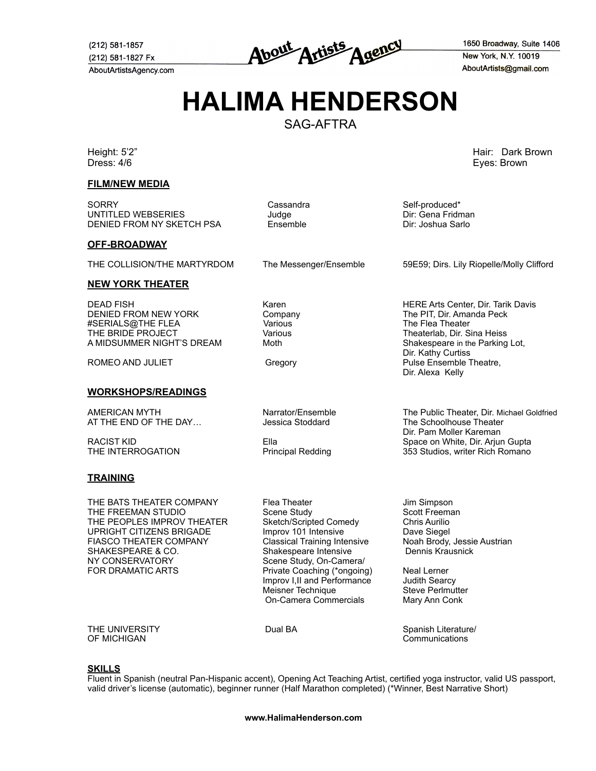(212) 581-1857
(212) 581-1827 Fx
AboutArtistsAgency.com

**About Artists Agency**

1650 Broadway, Suite 1406
New York, N.Y. 10019
AboutArtists@gmail.com

# HALIMA HENDERSON

SAG-AFTRA

Height: 5'2"
Dress: 4/6

Hair: Dark Brown
Eyes: Brown

## FILM/NEW MEDIA

| | | |
|---|---|---|
| SORRY | Cassandra | Self-produced* |
| UNTITLED WEBSERIES | Judge | Dir: Gena Fridman |
| DENIED FROM NY SKETCH PSA | Ensemble | Dir: Joshua Sarlo |

## OFF-BROADWAY

| | | |
|---|---|---|
| THE COLLISION/THE MARTYRDOM | The Messenger/Ensemble | 59E59; Dirs. Lily Riopelle/Molly Clifford |

## NEW YORK THEATER

| | | |
|---|---|---|
| DEAD FISH | Karen | HERE Arts Center, Dir. Tarik Davis |
| DENIED FROM NEW YORK | Company | The PIT, Dir. Amanda Peck |
| #SERIALS@THE FLEA | Various | The Flea Theater |
| THE BRIDE PROJECT | Various | Theaterlab, Dir. Sina Heiss |
| A MIDSUMMER NIGHT'S DREAM | Moth | Shakespeare in the Parking Lot, Dir. Kathy Curtiss |
| ROMEO AND JULIET | Gregory | Pulse Ensemble Theatre, Dir. Alexa Kelly |

## WORKSHOPS/READINGS

| | | |
|---|---|---|
| AMERICAN MYTH | Narrator/Ensemble | The Public Theater, Dir. Michael Goldfried |
| AT THE END OF THE DAY… | Jessica Stoddard | The Schoolhouse Theater Dir. Pam Moller Kareman |
| RACIST KID | Ella | Space on White, Dir. Arjun Gupta |
| THE INTERROGATION | Principal Redding | 353 Studios, writer Rich Romano |

## TRAINING

| | | |
|---|---|---|
| THE BATS THEATER COMPANY | Flea Theater | Jim Simpson |
| THE FREEMAN STUDIO | Scene Study | Scott Freeman |
| THE PEOPLES IMPROV THEATER | Sketch/Scripted Comedy | Chris Aurilio |
| UPRIGHT CITIZENS BRIGADE | Improv 101 Intensive | Dave Siegel |
| FIASCO THEATER COMPANY | Classical Training Intensive | Noah Brody, Jessie Austrian |
| SHAKESPEARE & CO. | Shakespeare Intensive | Dennis Krausnick |
| NY CONSERVATORY FOR DRAMATIC ARTS | Scene Study, On-Camera/ Private Coaching (*ongoing) | Neal Lerner |
| | Improv I,II and Performance | Judith Searcy |
| | Meisner Technique | Steve Perlmutter |
| | On-Camera Commercials | Mary Ann Conk |
| THE UNIVERSITY OF MICHIGAN | Dual BA | Spanish Literature/ Communications |

## SKILLS

Fluent in Spanish (neutral Pan-Hispanic accent), Opening Act Teaching Artist, certified yoga instructor, valid US passport, valid driver's license (automatic), beginner runner (Half Marathon completed) (*Winner, Best Narrative Short)

**www.HalimaHenderson.com**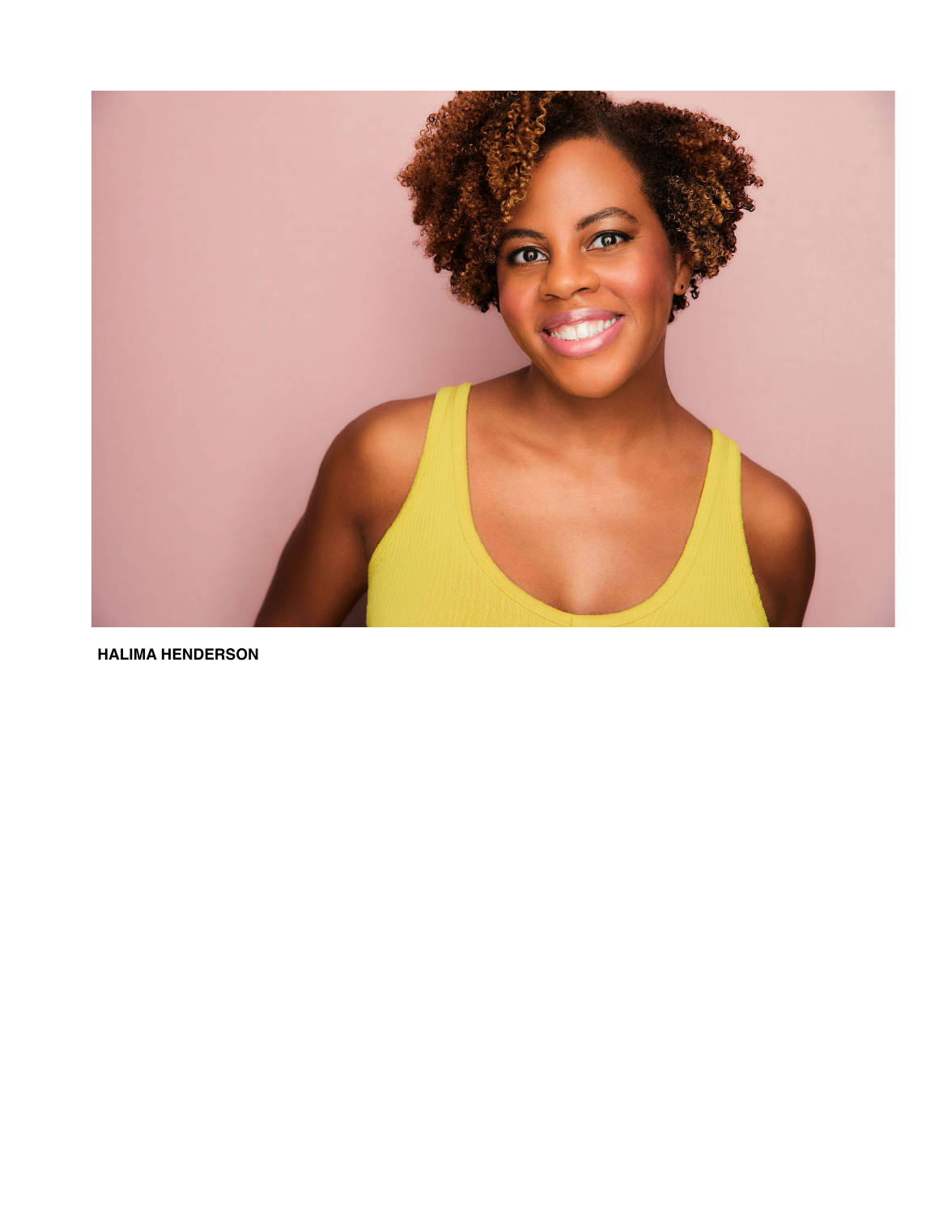**HALIMA HENDERSON**